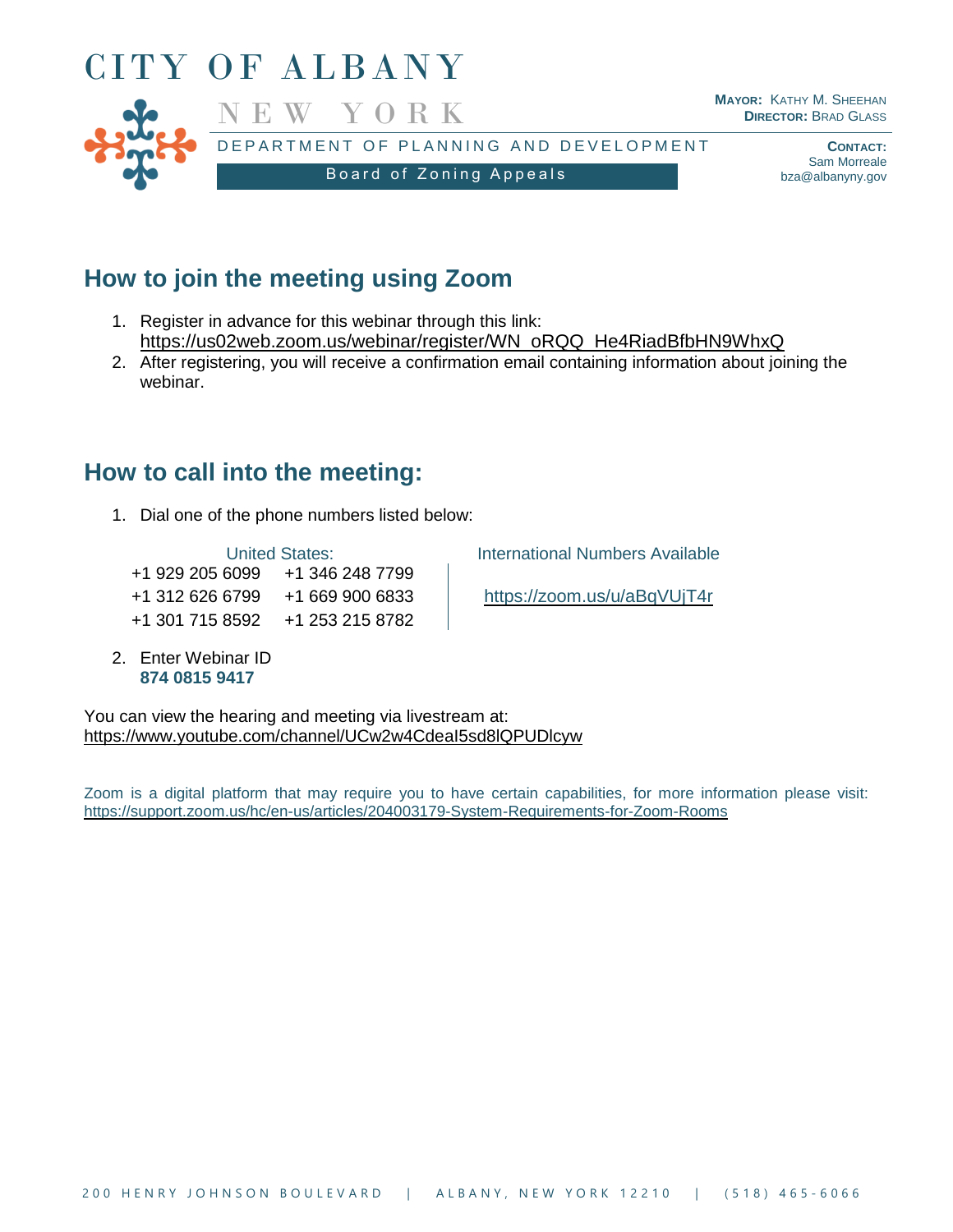# CITY OF ALBANY

NEW YORK

DEPARTMENT OF PLANNING AND DEVELOPMENT

Board of Zoning Appeals

**MAYOR:** KATHY M. SHEEHAN
**DIRECTOR:** BRAD GLASS

**CONTACT:**
Sam Morreale
bza@albanyny.gov

## How to join the meeting using Zoom

1. Register in advance for this webinar through this link: https://us02web.zoom.us/webinar/register/WN_oRQQ_He4RiadBfbHN9WhxQ
2. After registering, you will receive a confirmation email containing information about joining the webinar.

## How to call into the meeting:

1. Dial one of the phone numbers listed below:

| United States: | | International Numbers Available |
|---|---|---|
| +1 929 205 6099 | +1 346 248 7799 | |
| +1 312 626 6799 | +1 669 900 6833 | https://zoom.us/u/aBqVUjT4r |
| +1 301 715 8592 | +1 253 215 8782 | |

2. Enter Webinar ID
   **874 0815 9417**

You can view the hearing and meeting via livestream at:
https://www.youtube.com/channel/UCw2w4CdeaI5sd8lQPUDlcyw

Zoom is a digital platform that may require you to have certain capabilities, for more information please visit: https://support.zoom.us/hc/en-us/articles/204003179-System-Requirements-for-Zoom-Rooms

200 HENRY JOHNSON BOULEVARD | ALBANY, NEW YORK 12210 | (518) 465-6066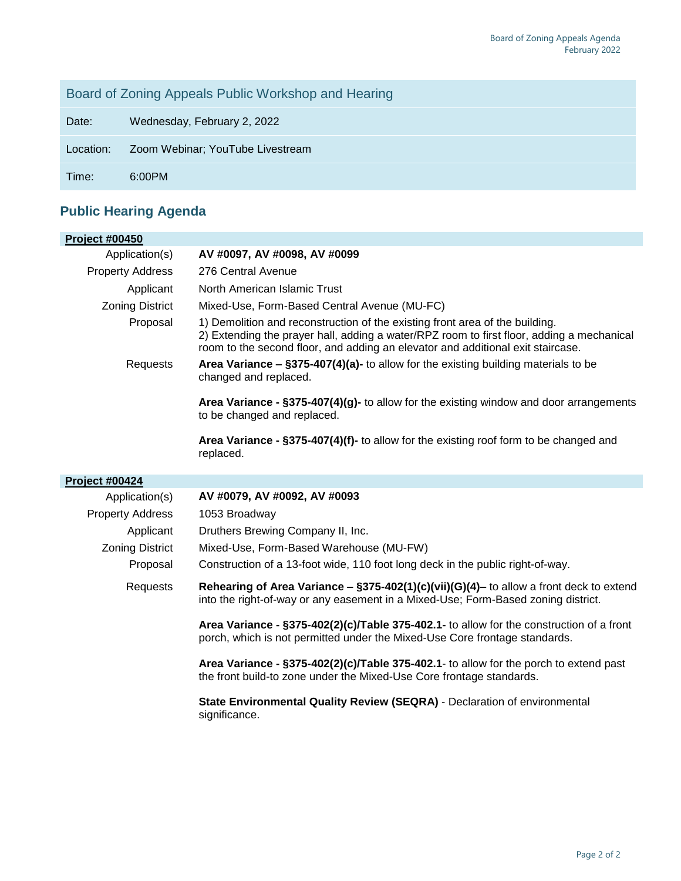## Board of Zoning Appeals Public Workshop and Hearing

| | |
|---|---|
| Date: | Wednesday, February 2, 2022 |
| Location: | Zoom Webinar; YouTube Livestream |
| Time: | 6:00PM |

## Public Hearing Agenda

### Project #00450

| | |
|---|---|
| Application(s) | **AV #0097, AV #0098, AV #0099** |
| Property Address | 276 Central Avenue |
| Applicant | North American Islamic Trust |
| Zoning District | Mixed-Use, Form-Based Central Avenue (MU-FC) |
| Proposal | 1) Demolition and reconstruction of the existing front area of the building. 2) Extending the prayer hall, adding a water/RPZ room to first floor, adding a mechanical room to the second floor, and adding an elevator and additional exit staircase. |
| Requests | **Area Variance – §375-407(4)(a)-** to allow for the existing building materials to be changed and replaced. |
| | **Area Variance - §375-407(4)(g)-** to allow for the existing window and door arrangements to be changed and replaced. |
| | **Area Variance - §375-407(4)(f)-** to allow for the existing roof form to be changed and replaced. |

### Project #00424

| | |
|---|---|
| Application(s) | **AV #0079, AV #0092, AV #0093** |
| Property Address | 1053 Broadway |
| Applicant | Druthers Brewing Company II, Inc. |
| Zoning District | Mixed-Use, Form-Based Warehouse (MU-FW) |
| Proposal | Construction of a 13-foot wide, 110 foot long deck in the public right-of-way. |
| Requests | **Rehearing of Area Variance – §375-402(1)(c)(vii)(G)(4)–** to allow a front deck to extend into the right-of-way or any easement in a Mixed-Use; Form-Based zoning district. |
| | **Area Variance - §375-402(2)(c)/Table 375-402.1-** to allow for the construction of a front porch, which is not permitted under the Mixed-Use Core frontage standards. |
| | **Area Variance - §375-402(2)(c)/Table 375-402.1**- to allow for the porch to extend past the front build-to zone under the Mixed-Use Core frontage standards. |
| | **State Environmental Quality Review (SEQRA)** - Declaration of environmental significance. |